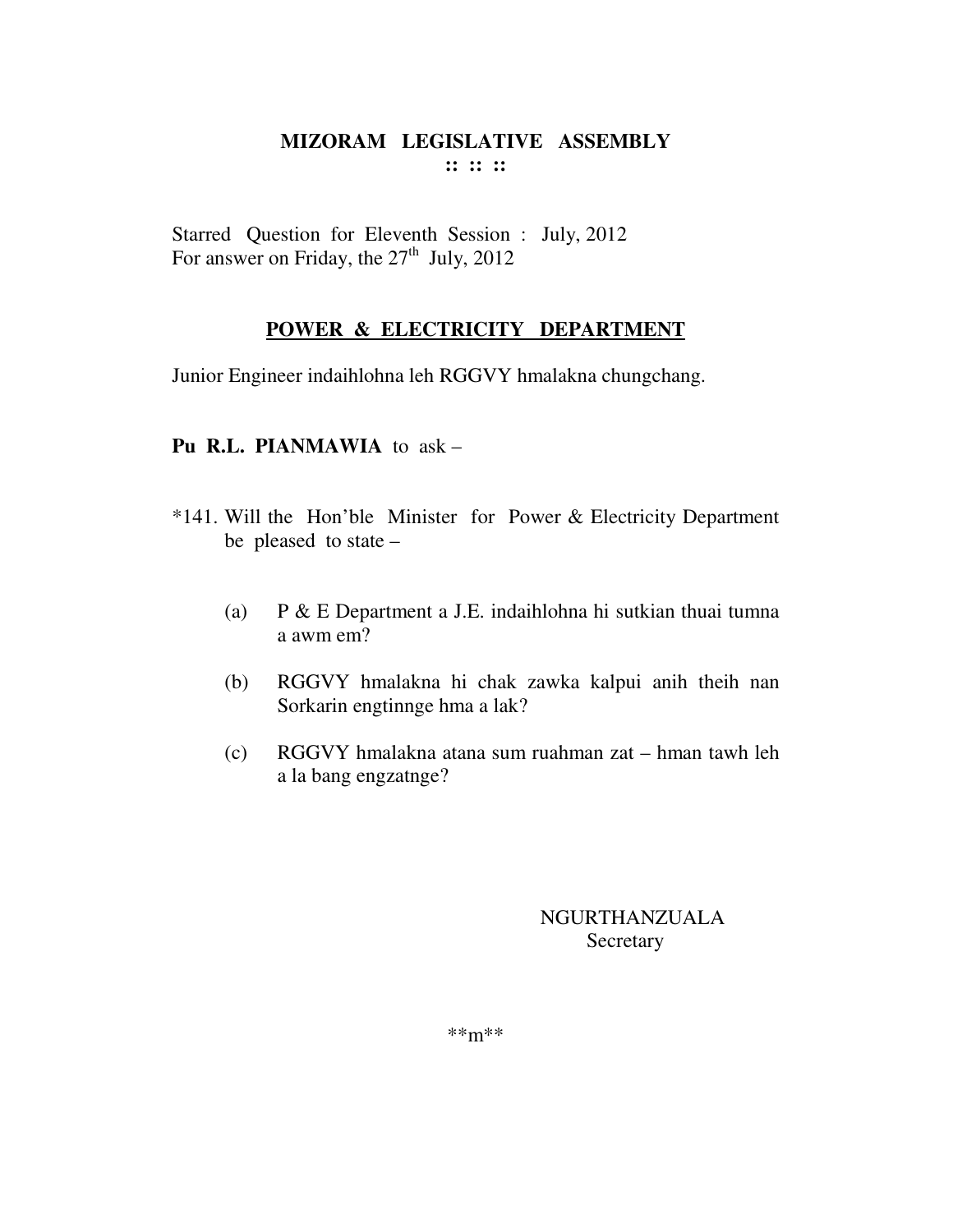# MIZORAM LEGISLATIVE ASSEMBLY
**:: :: ::**

Starred Question for Eleventh Session : July, 2012
For answer on Friday, the 27th July, 2012

## POWER & ELECTRICITY DEPARTMENT

Junior Engineer indaihlohna leh RGGVY hmalakna chungchang.

**Pu R.L. PIANMAWIA** to ask –

*141. Will the Hon'ble Minister for Power & Electricity Department be pleased to state –

(a) P & E Department a J.E. indaihlohna hi sutkian thuai tumna a awm em?

(b) RGGVY hmalakna hi chak zawka kalpui anih theih nan Sorkarin engtinnge hma a lak?

(c) RGGVY hmalakna atana sum ruahman zat – hman tawh leh a la bang engzatnge?

NGURTHANZUALA
Secretary

**m**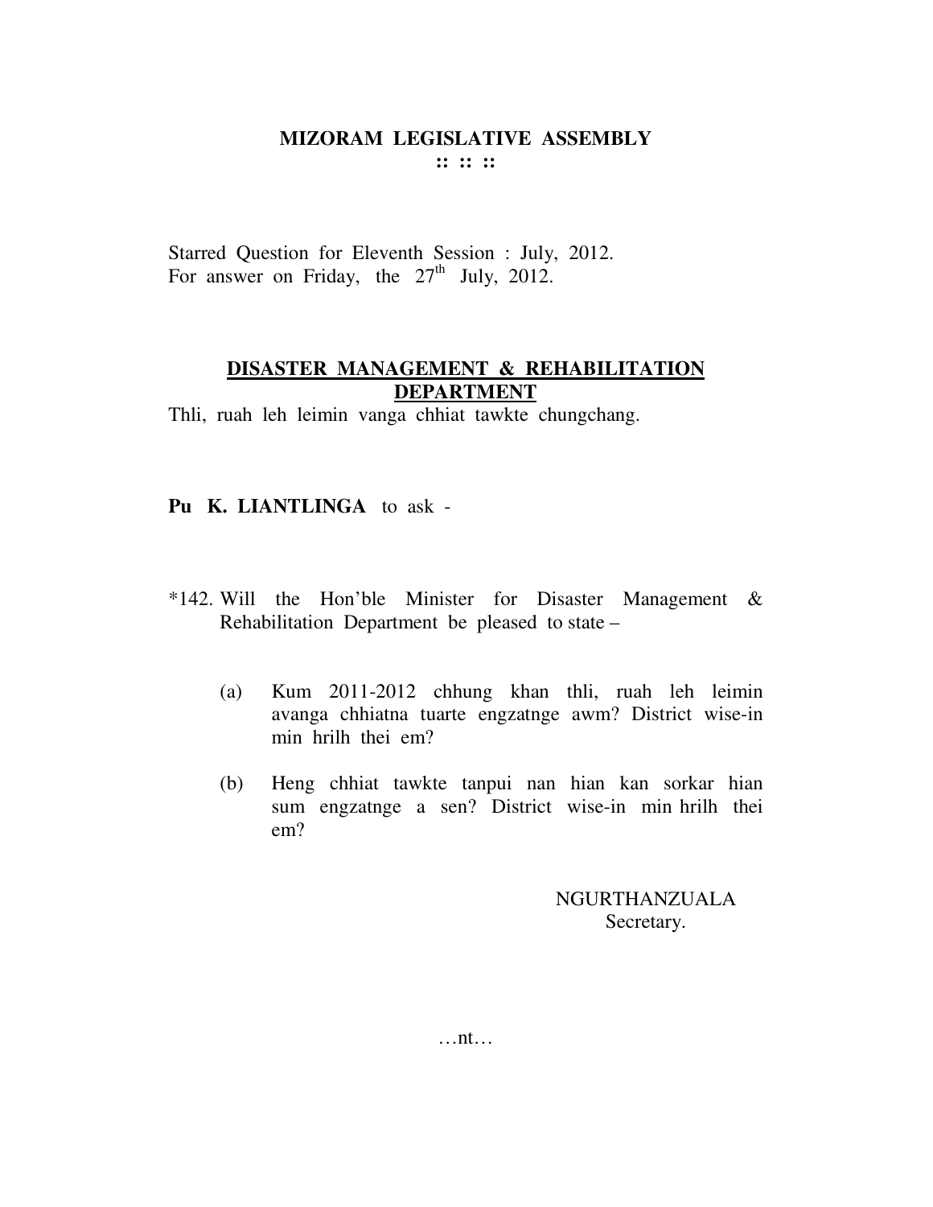# MIZORAM LEGISLATIVE ASSEMBLY

**:: :: ::**

Starred Question for Eleventh Session : July, 2012.
For answer on Friday, the 27th July, 2012.

## DISASTER MANAGEMENT & REHABILITATION DEPARTMENT

Thli, ruah leh leimin vanga chhiat tawkte chungchang.

**Pu K. LIANTLINGA** to ask -

*142. Will the Hon'ble Minister for Disaster Management & Rehabilitation Department be pleased to state –

(a) Kum 2011-2012 chhung khan thli, ruah leh leimin avanga chhiatna tuarte engzatnge awm? District wise-in min hrilh thei em?

(b) Heng chhiat tawkte tanpui nan hian kan sorkar hian sum engzatnge a sen? District wise-in min hrilh thei em?

NGURTHANZUALA
Secretary.

…nt…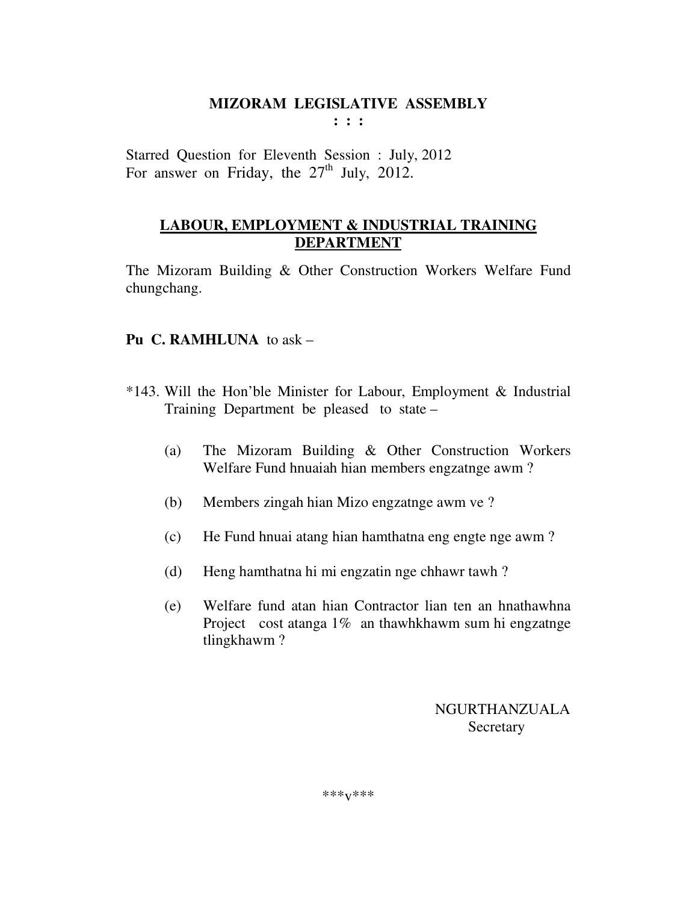# MIZORAM LEGISLATIVE ASSEMBLY

**: : :**

Starred Question for Eleventh Session : July, 2012
For answer on Friday, the 27th July, 2012.

## LABOUR, EMPLOYMENT & INDUSTRIAL TRAINING DEPARTMENT

The Mizoram Building & Other Construction Workers Welfare Fund chungchang.

**Pu C. RAMHLUNA** to ask –

*143. Will the Hon'ble Minister for Labour, Employment & Industrial Training Department be pleased to state –

(a) The Mizoram Building & Other Construction Workers Welfare Fund hnuaiah hian members engzatnge awm ?

(b) Members zingah hian Mizo engzatnge awm ve ?

(c) He Fund hnuai atang hian hamthatna eng engte nge awm ?

(d) Heng hamthatna hi mi engzatin nge chhawr tawh ?

(e) Welfare fund atan hian Contractor lian ten an hnathawhna Project cost atanga 1% an thawhkhawm sum hi engzatnge tlingkhawm ?

NGURTHANZUALA
Secretary

***v***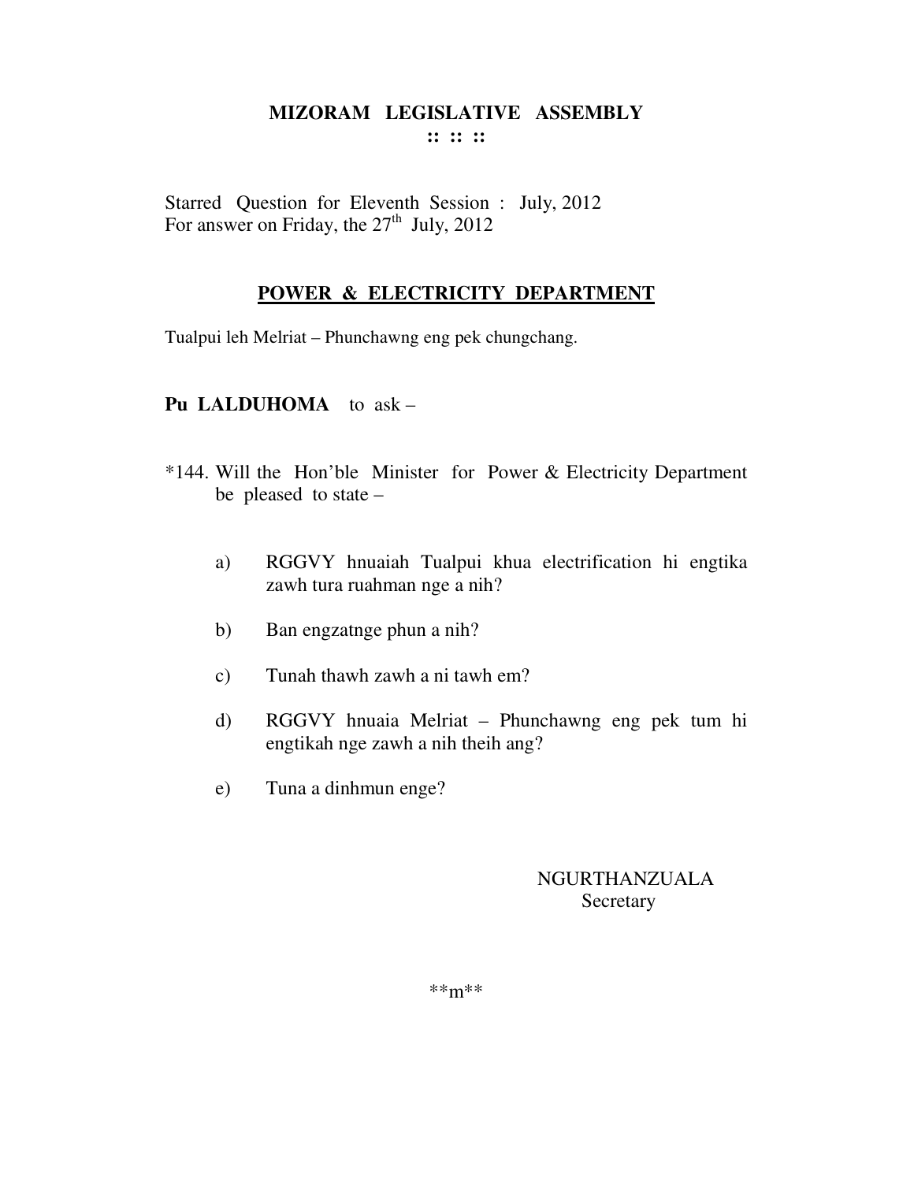# MIZORAM LEGISLATIVE ASSEMBLY

:: :: ::

Starred Question for Eleventh Session : July, 2012
For answer on Friday, the 27th July, 2012

## POWER & ELECTRICITY DEPARTMENT

Tualpui leh Melriat – Phunchawng eng pek chungchang.

**Pu LALDUHOMA** to ask –

*144. Will the Hon'ble Minister for Power & Electricity Department be pleased to state –

a) RGGVY hnuaiah Tualpui khua electrification hi engtika zawh tura ruahman nge a nih?

b) Ban engzatnge phun a nih?

c) Tunah thawh zawh a ni tawh em?

d) RGGVY hnuaia Melriat – Phunchawng eng pek tum hi engtikah nge zawh a nih theih ang?

e) Tuna a dinhmun enge?

NGURTHANZUALA
Secretary

**m**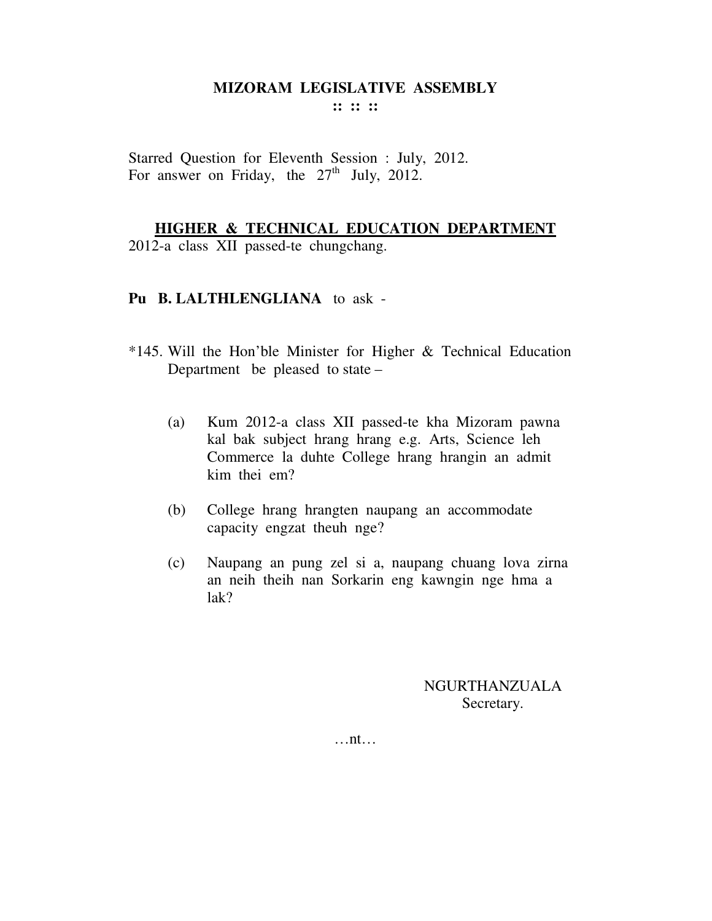# MIZORAM LEGISLATIVE ASSEMBLY

**:: :: ::**

Starred Question for Eleventh Session : July, 2012.
For answer on Friday, the 27th July, 2012.

**HIGHER & TECHNICAL EDUCATION DEPARTMENT**

2012-a class XII passed-te chungchang.

**Pu B. LALTHLENGLIANA** to ask -

*145. Will the Hon'ble Minister for Higher & Technical Education Department be pleased to state –

(a) Kum 2012-a class XII passed-te kha Mizoram pawna kal bak subject hrang hrang e.g. Arts, Science leh Commerce la duhte College hrang hrangin an admit kim thei em?

(b) College hrang hrangten naupang an accommodate capacity engzat theuh nge?

(c) Naupang an pung zel si a, naupang chuang lova zirna an neih theih nan Sorkarin eng kawngin nge hma a lak?

NGURTHANZUALA
Secretary.

…nt…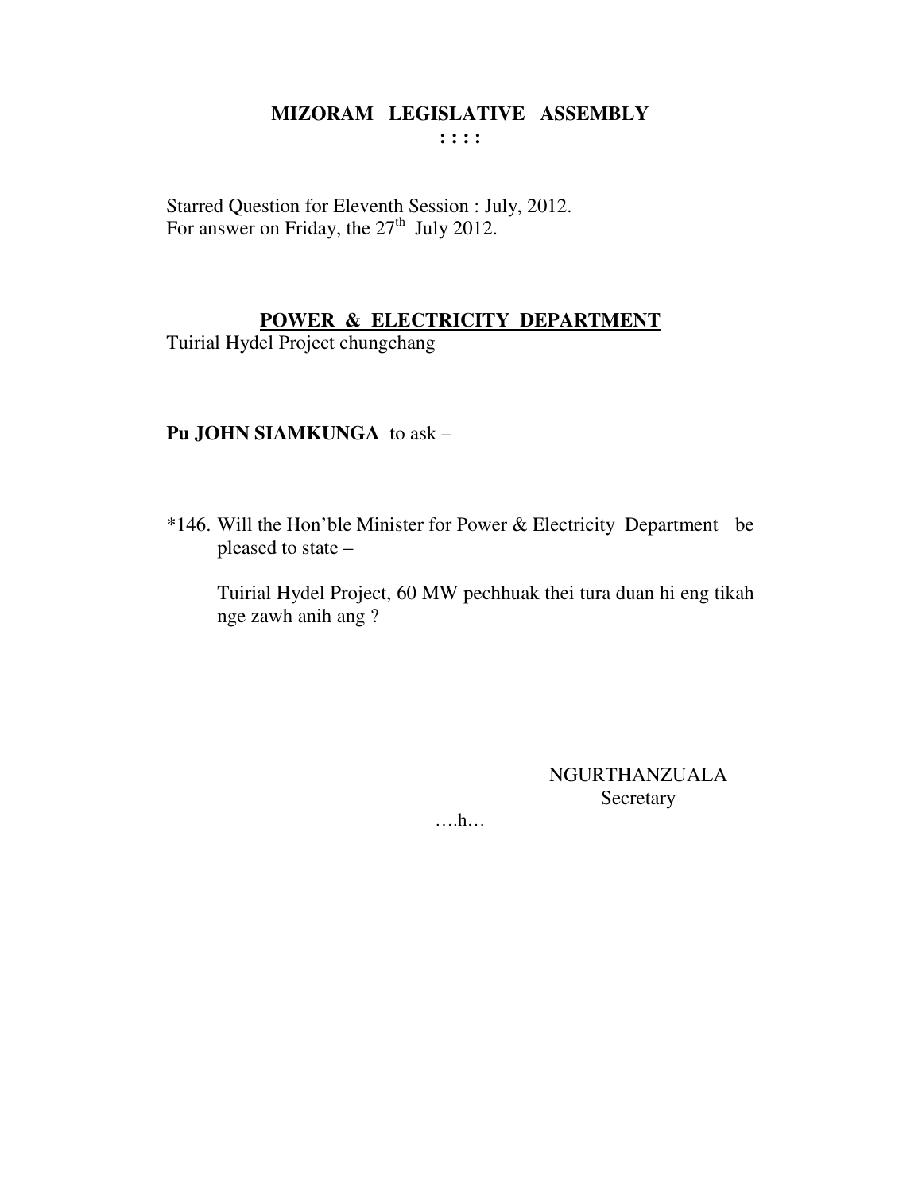**MIZORAM LEGISLATIVE ASSEMBLY**
**: : : :**

Starred Question for Eleventh Session : July, 2012.
For answer on Friday, the 27th July 2012.

**POWER & ELECTRICITY DEPARTMENT**
Tuirial Hydel Project chungchang

**Pu JOHN SIAMKUNGA** to ask –

*146. Will the Hon'ble Minister for Power & Electricity Department be pleased to state –

Tuirial Hydel Project, 60 MW pechhuak thei tura duan hi eng tikah nge zawh anih ang ?

NGURTHANZUALA
Secretary

….h…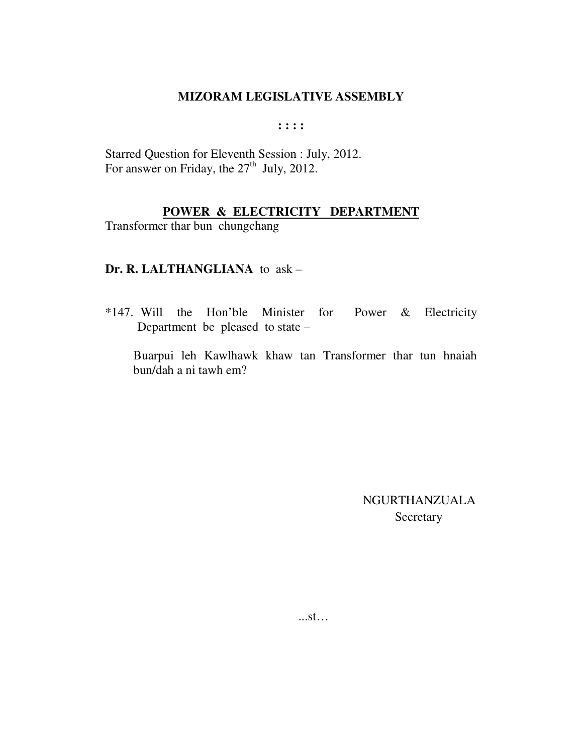**MIZORAM LEGISLATIVE ASSEMBLY**

**: : : :**

Starred Question for Eleventh Session : July, 2012.
For answer on Friday, the 27th July, 2012.

**POWER & ELECTRICITY DEPARTMENT**

Transformer thar bun chungchang

**Dr. R. LALTHANGLIANA** to ask –

*147. Will the Hon'ble Minister for Power & Electricity Department be pleased to state –

Buarpui leh Kawlhawk khaw tan Transformer thar tun hnaiah bun/dah a ni tawh em?

NGURTHANZUALA
Secretary

...st…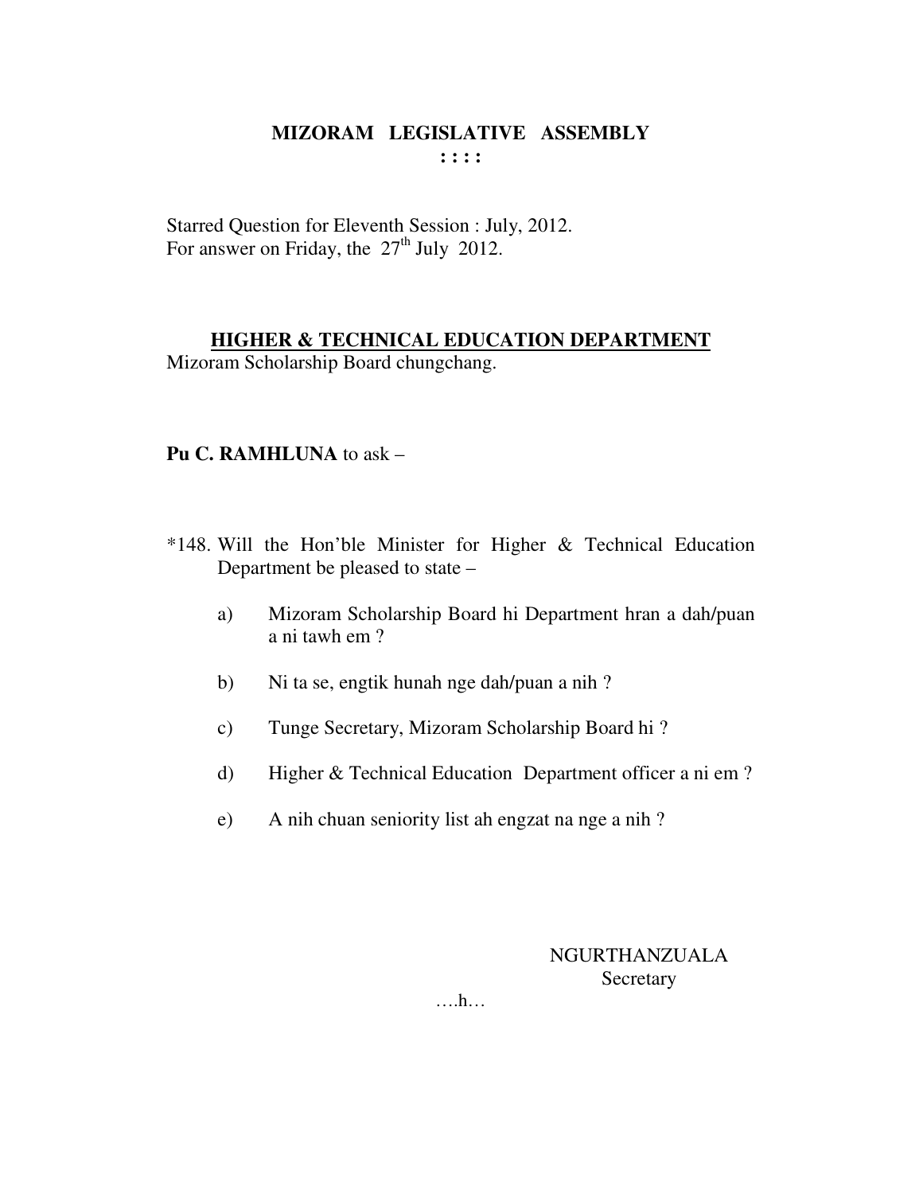**MIZORAM LEGISLATIVE ASSEMBLY**

**: : : :**

Starred Question for Eleventh Session : July, 2012.
For answer on Friday, the 27th July 2012.

**HIGHER & TECHNICAL EDUCATION DEPARTMENT**

Mizoram Scholarship Board chungchang.

**Pu C. RAMHLUNA** to ask –

*148. Will the Hon'ble Minister for Higher & Technical Education Department be pleased to state –

a) Mizoram Scholarship Board hi Department hran a dah/puan a ni tawh em ?

b) Ni ta se, engtik hunah nge dah/puan a nih ?

c) Tunge Secretary, Mizoram Scholarship Board hi ?

d) Higher & Technical Education Department officer a ni em ?

e) A nih chuan seniority list ah engzat na nge a nih ?

NGURTHANZUALA
Secretary

….h…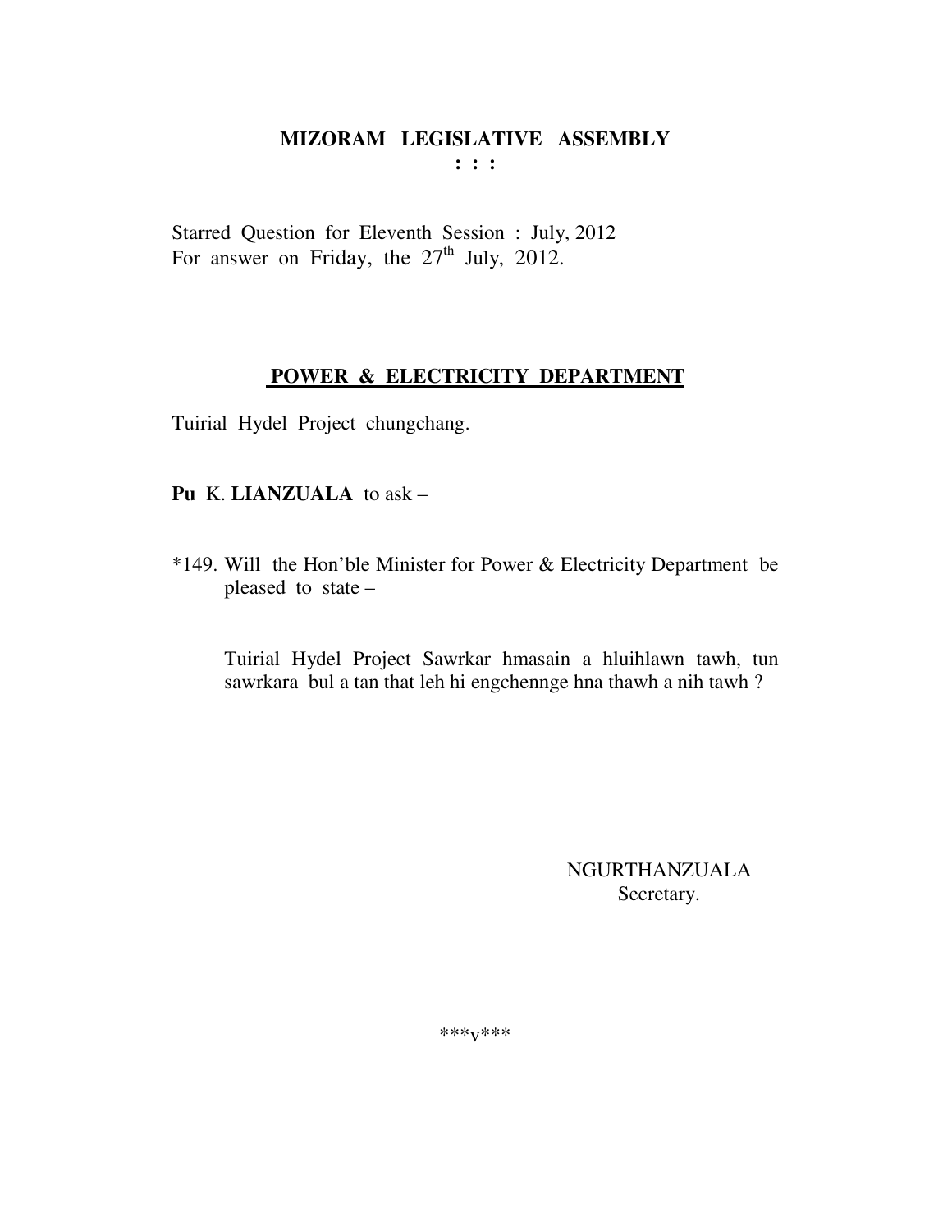**MIZORAM LEGISLATIVE ASSEMBLY**
**: : :**

Starred Question for Eleventh Session : July, 2012
For answer on Friday, the 27th July, 2012.

**POWER & ELECTRICITY DEPARTMENT**

Tuirial Hydel Project chungchang.

**Pu** K. **LIANZUALA** to ask –

*149. Will the Hon'ble Minister for Power & Electricity Department be pleased to state –

Tuirial Hydel Project Sawrkar hmasain a hluihlawn tawh, tun sawrkara bul a tan that leh hi engchennge hna thawh a nih tawh ?

NGURTHANZUALA
Secretary.

\*\*\*v\*\*\*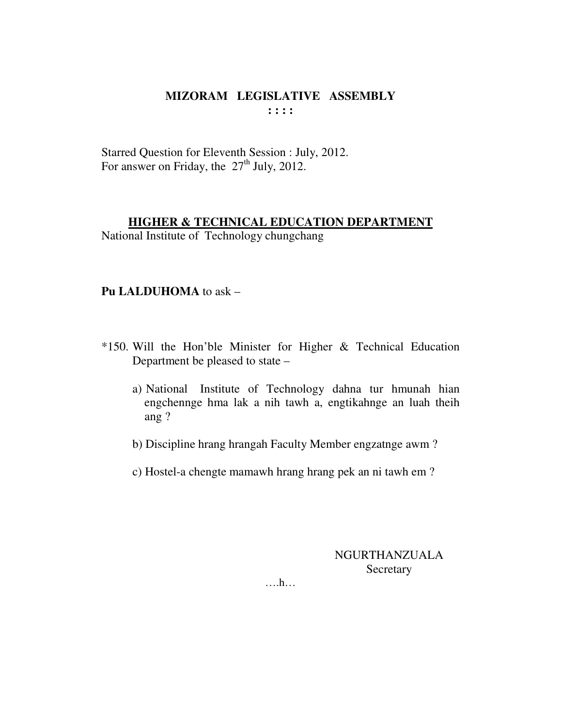# MIZORAM LEGISLATIVE ASSEMBLY

**: : : :**

Starred Question for Eleventh Session : July, 2012.
For answer on Friday, the 27th July, 2012.

**HIGHER & TECHNICAL EDUCATION DEPARTMENT**
National Institute of Technology chungchang

**Pu LALDUHOMA** to ask –

*150. Will the Hon'ble Minister for Higher & Technical Education Department be pleased to state –

a) National Institute of Technology dahna tur hmunah hian engchennge hma lak a nih tawh a, engtikahnge an luah theih ang ?

b) Discipline hrang hrangah Faculty Member engzatnge awm ?

c) Hostel-a chengte mamawh hrang hrang pek an ni tawh em ?

NGURTHANZUALA
Secretary

….h…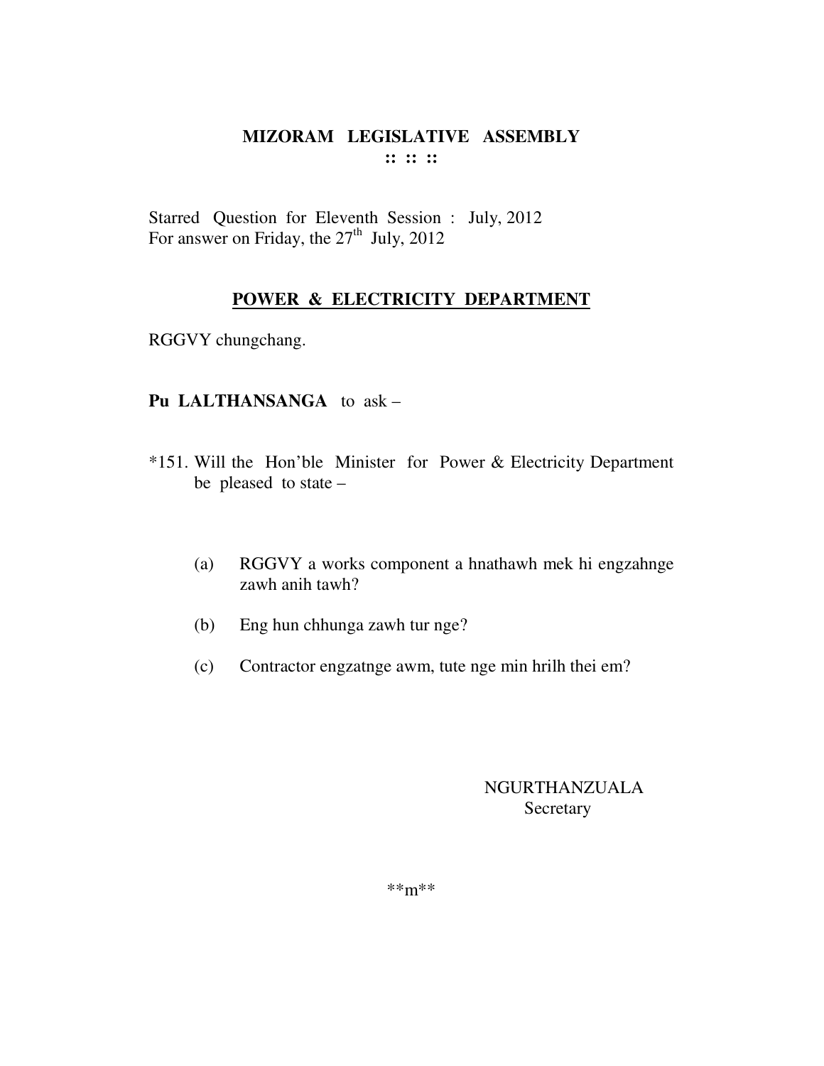# MIZORAM LEGISLATIVE ASSEMBLY

**:: :: ::**

Starred Question for Eleventh Session : July, 2012
For answer on Friday, the 27th July, 2012

## POWER & ELECTRICITY DEPARTMENT

RGGVY chungchang.

**Pu LALTHANSANGA** to ask –

*151. Will the Hon'ble Minister for Power & Electricity Department be pleased to state –

(a) RGGVY a works component a hnathawh mek hi engzahnge zawh anih tawh?

(b) Eng hun chhunga zawh tur nge?

(c) Contractor engzatnge awm, tute nge min hrilh thei em?

NGURTHANZUALA
Secretary

**m**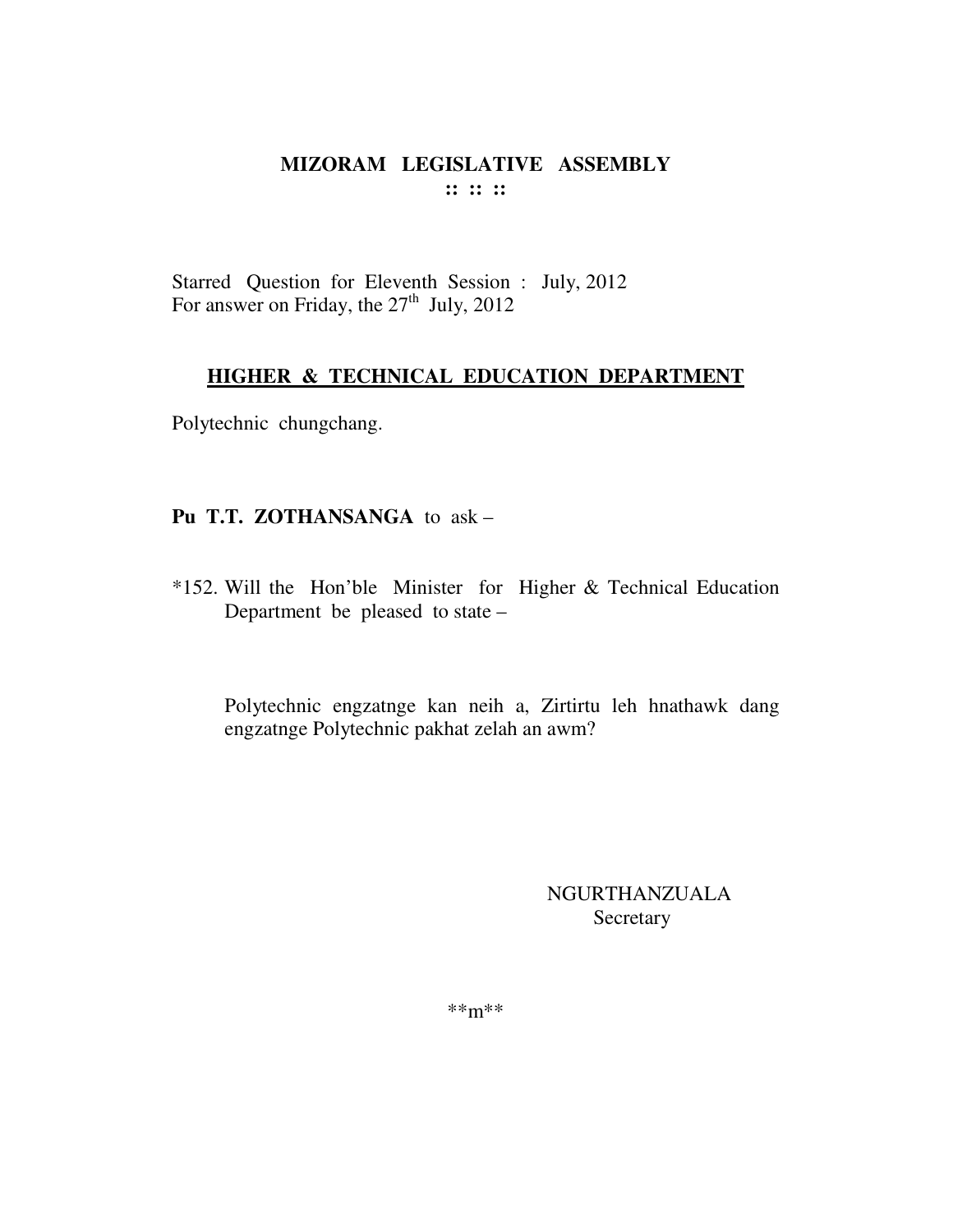**MIZORAM LEGISLATIVE ASSEMBLY**
**:: :: ::**

Starred Question for Eleventh Session : July, 2012
For answer on Friday, the 27th July, 2012

**HIGHER & TECHNICAL EDUCATION DEPARTMENT**

Polytechnic chungchang.

**Pu T.T. ZOTHANSANGA** to ask –

*152. Will the Hon'ble Minister for Higher & Technical Education Department be pleased to state –

Polytechnic engzatnge kan neih a, Zirtirtu leh hnathawk dang engzatnge Polytechnic pakhat zelah an awm?

NGURTHANZUALA
Secretary

**m**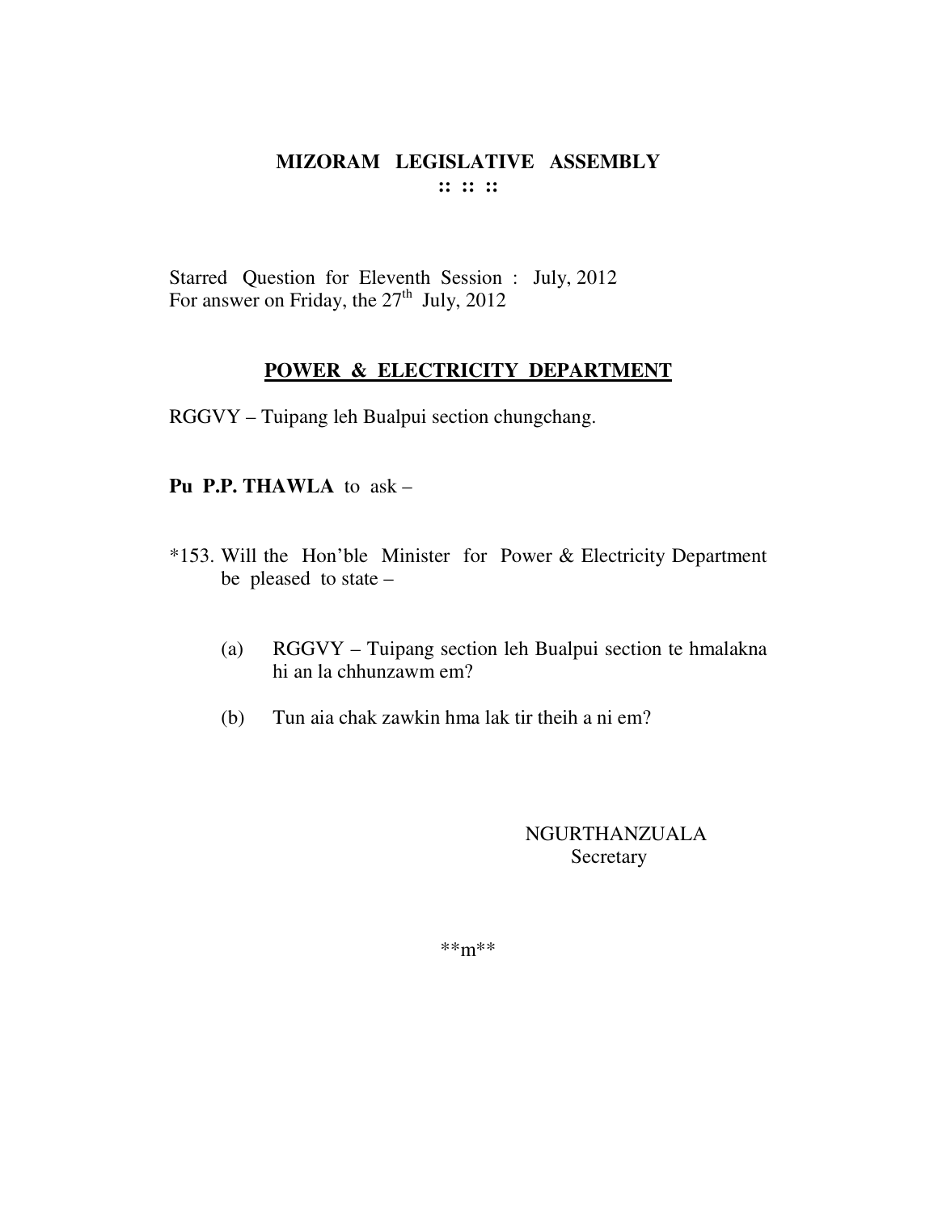# MIZORAM LEGISLATIVE ASSEMBLY
**:: :: ::**

Starred Question for Eleventh Session : July, 2012
For answer on Friday, the 27th July, 2012

## POWER & ELECTRICITY DEPARTMENT

RGGVY – Tuipang leh Bualpui section chungchang.

**Pu P.P. THAWLA** to ask –

*153. Will the Hon'ble Minister for Power & Electricity Department be pleased to state –

(a) RGGVY – Tuipang section leh Bualpui section te hmalakna hi an la chhunzawm em?

(b) Tun aia chak zawkin hma lak tir theih a ni em?

NGURTHANZUALA
Secretary

**m**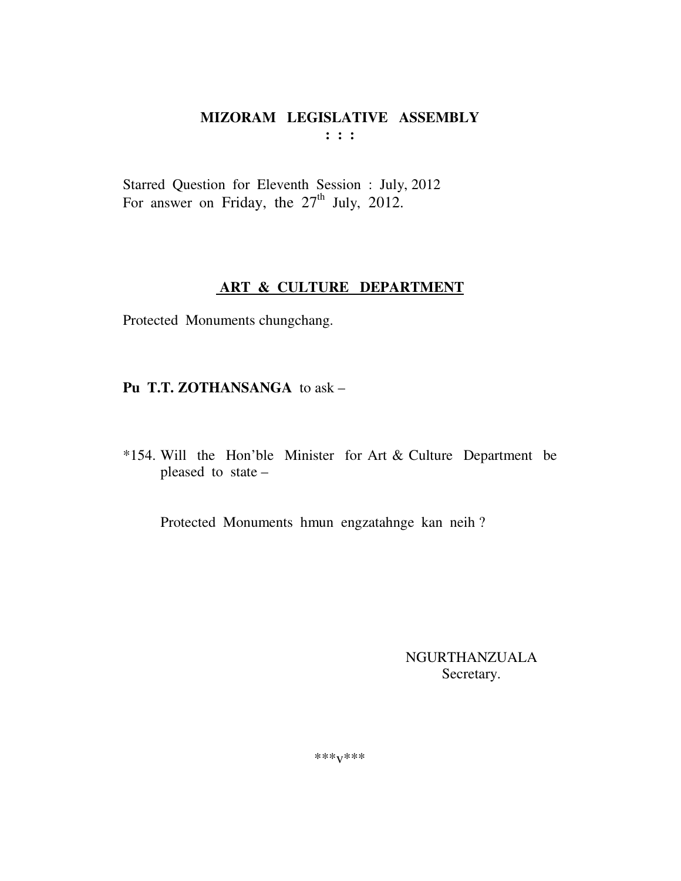# MIZORAM LEGISLATIVE ASSEMBLY

**: : :**

Starred Question for Eleventh Session : July, 2012
For answer on Friday, the 27th July, 2012.

## ART & CULTURE DEPARTMENT

Protected Monuments chungchang.

**Pu T.T. ZOTHANSANGA** to ask –

*154. Will the Hon'ble Minister for Art & Culture Department be pleased to state –

Protected Monuments hmun engzatahnge kan neih ?

NGURTHANZUALA
Secretary.

\*\*\*v\*\*\*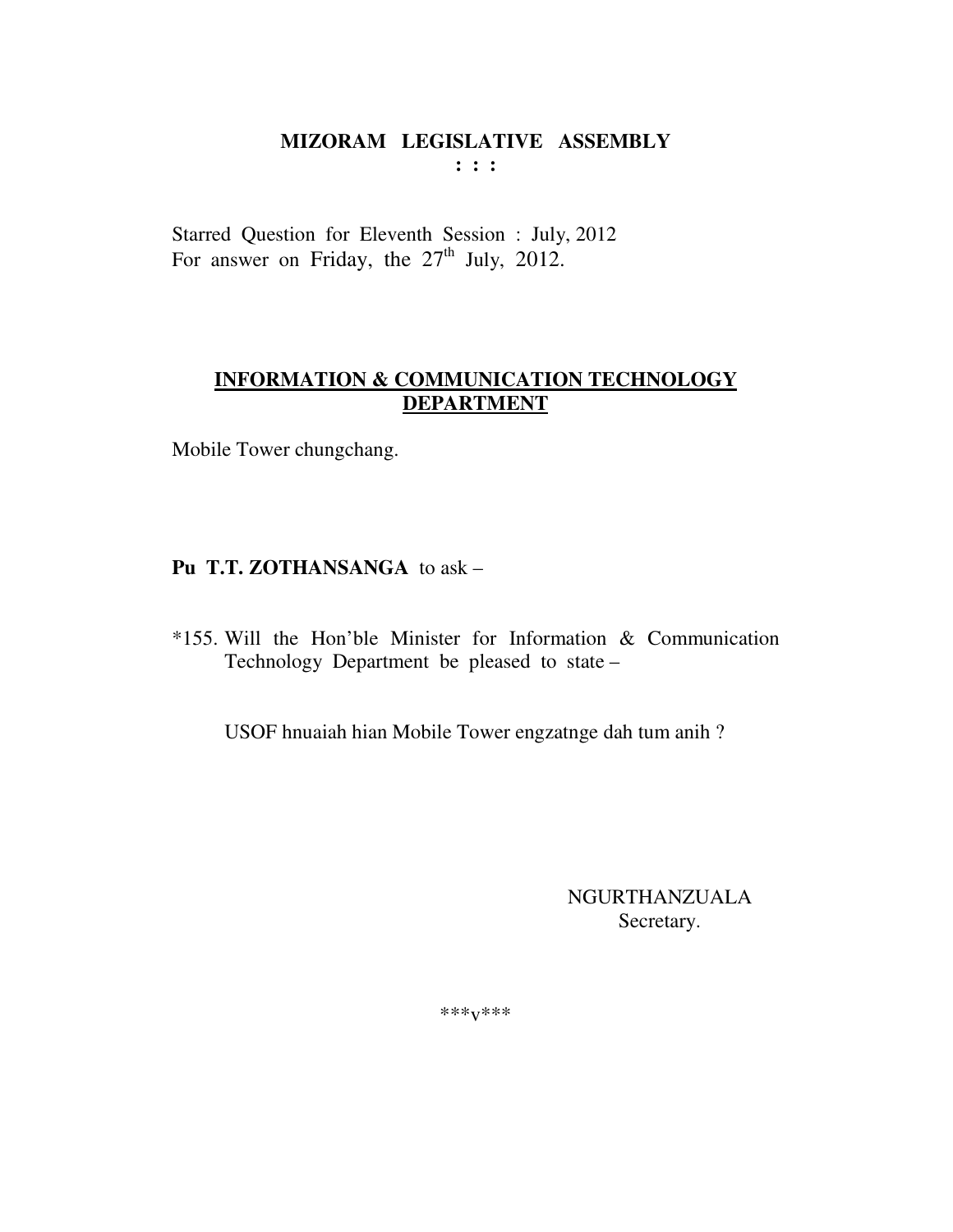# MIZORAM LEGISLATIVE ASSEMBLY

**: : :**

Starred Question for Eleventh Session : July, 2012
For answer on Friday, the 27th July, 2012.

## INFORMATION & COMMUNICATION TECHNOLOGY DEPARTMENT

Mobile Tower chungchang.

**Pu T.T. ZOTHANSANGA** to ask –

*155. Will the Hon'ble Minister for Information & Communication Technology Department be pleased to state –

USOF hnuaiah hian Mobile Tower engzatnge dah tum anih ?

NGURTHANZUALA
Secretary.

***v***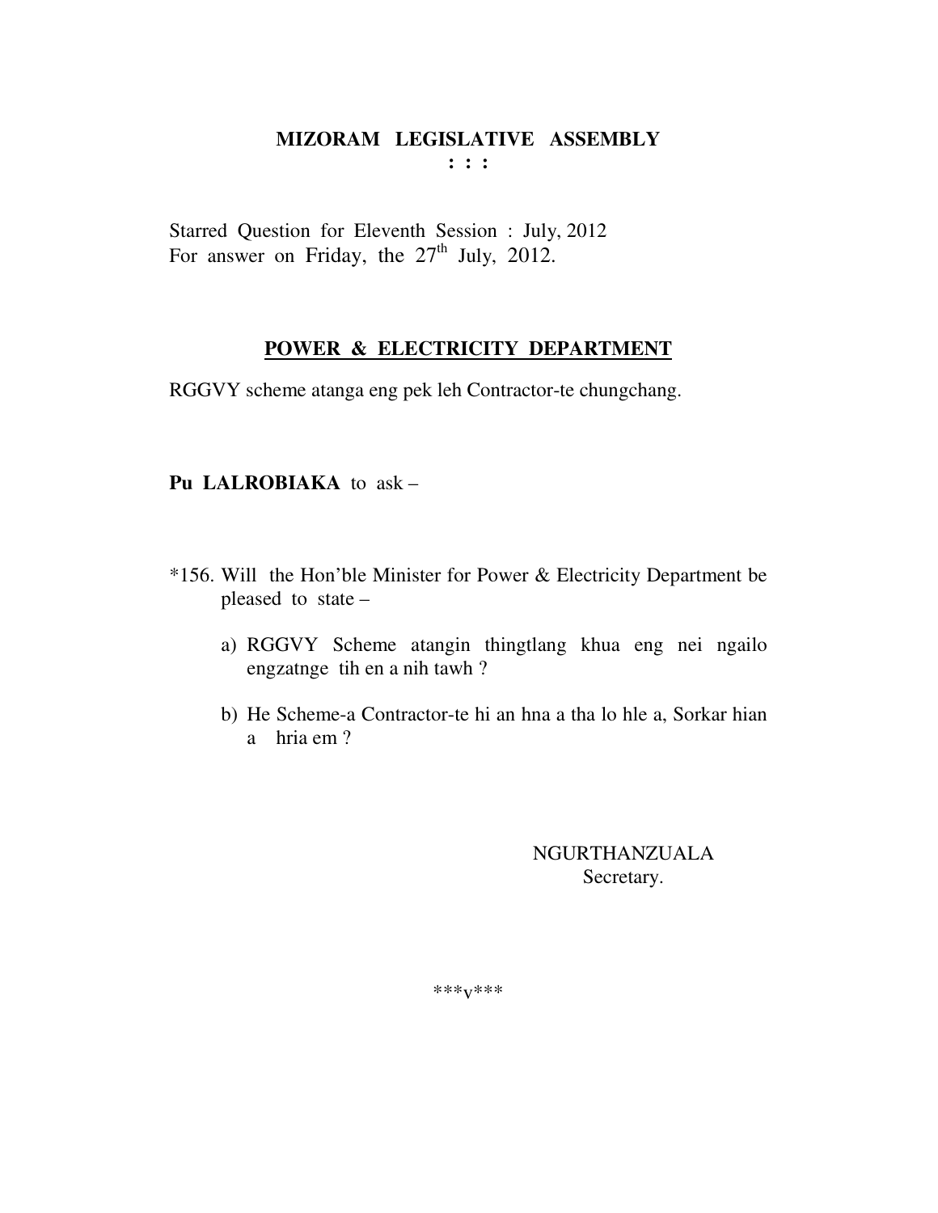# MIZORAM LEGISLATIVE ASSEMBLY

**: : :**

Starred Question for Eleventh Session : July, 2012
For answer on Friday, the 27th July, 2012.

## POWER & ELECTRICITY DEPARTMENT

RGGVY scheme atanga eng pek leh Contractor-te chungchang.

**Pu LALROBIAKA** to ask –

*156. Will the Hon'ble Minister for Power & Electricity Department be pleased to state –

a) RGGVY Scheme atangin thingtlang khua eng nei ngailo engzatnge tih en a nih tawh ?

b) He Scheme-a Contractor-te hi an hna a tha lo hle a, Sorkar hian a hria em ?

NGURTHANZUALA
Secretary.

\*\*\*v\*\*\*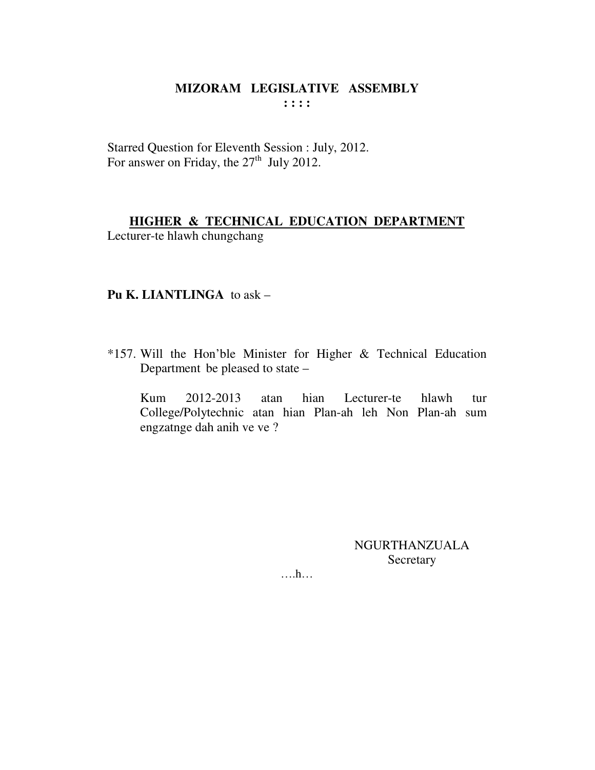# MIZORAM LEGISLATIVE ASSEMBLY

**: : : :**

Starred Question for Eleventh Session : July, 2012.
For answer on Friday, the 27th July 2012.

## HIGHER & TECHNICAL EDUCATION DEPARTMENT

Lecturer-te hlawh chungchang

**Pu K. LIANTLINGA** to ask –

*157. Will the Hon'ble Minister for Higher & Technical Education Department be pleased to state –

Kum 2012-2013 atan hian Lecturer-te hlawh tur College/Polytechnic atan hian Plan-ah leh Non Plan-ah sum engzatnge dah anih ve ve ?

NGURTHANZUALA
Secretary

….h…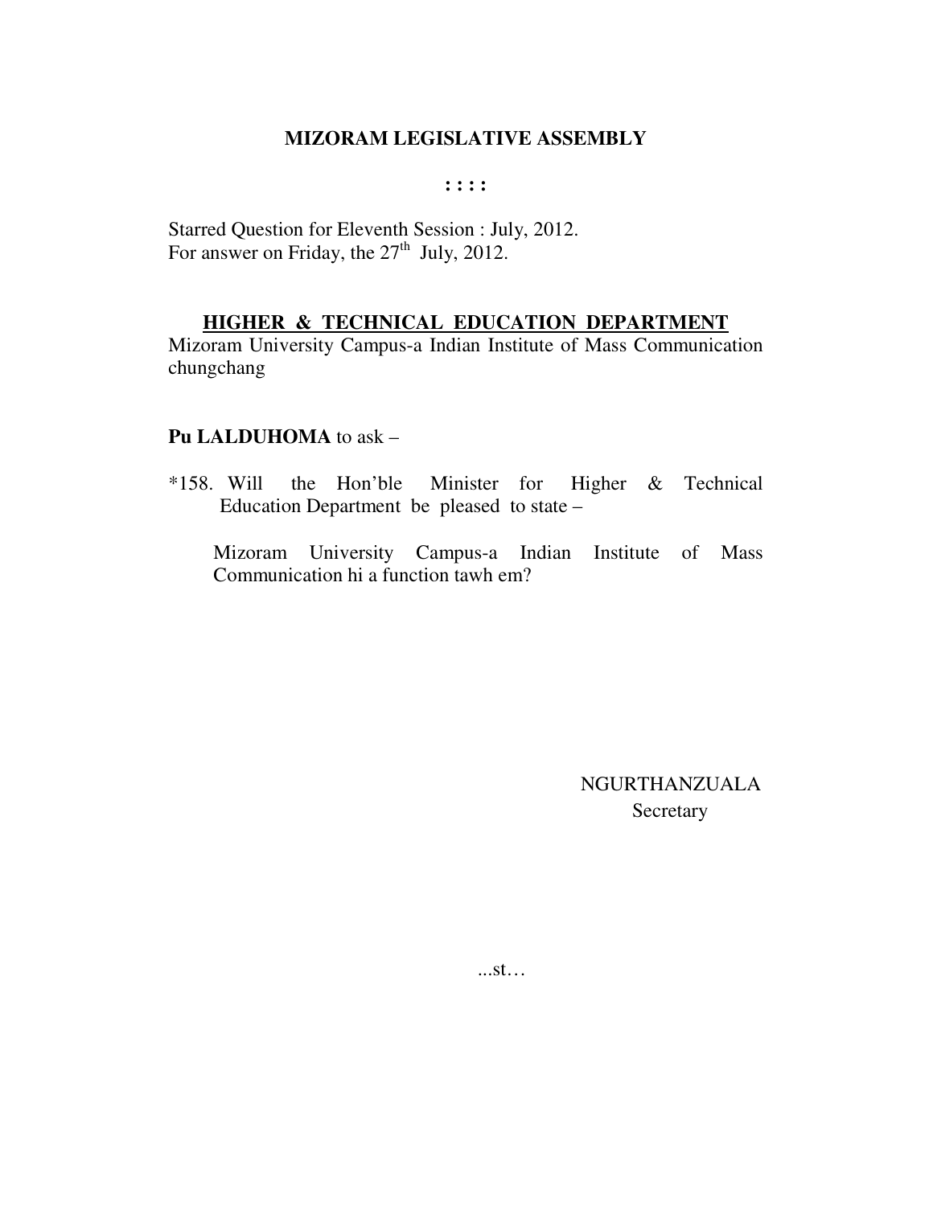# MIZORAM LEGISLATIVE ASSEMBLY

**: : : :**

Starred Question for Eleventh Session : July, 2012.
For answer on Friday, the 27th July, 2012.

## HIGHER & TECHNICAL EDUCATION DEPARTMENT

Mizoram University Campus-a Indian Institute of Mass Communication chungchang

**Pu LALDUHOMA** to ask –

*158. Will the Hon'ble Minister for Higher & Technical Education Department be pleased to state –

Mizoram University Campus-a Indian Institute of Mass Communication hi a function tawh em?

NGURTHANZUALA
Secretary

...st…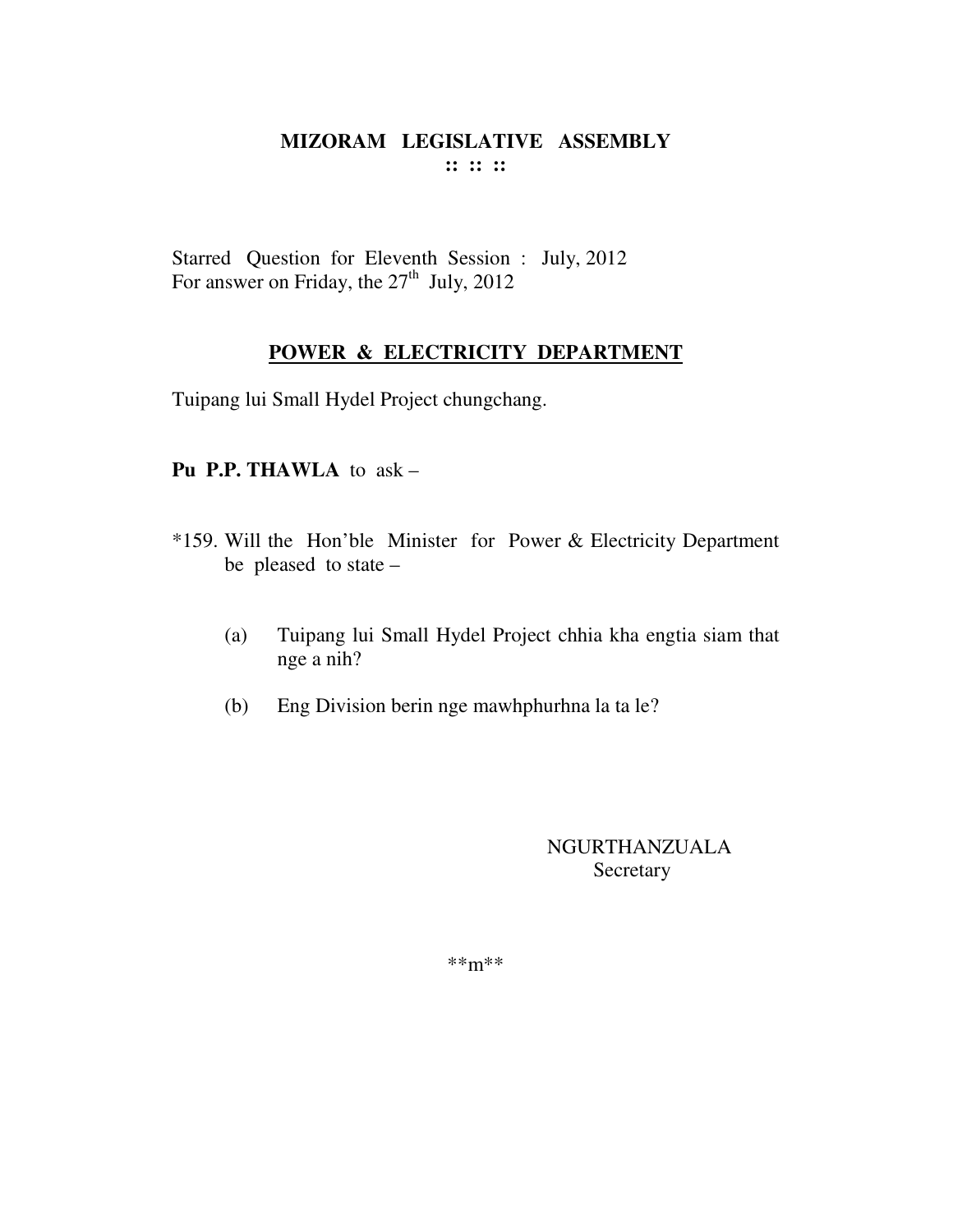# MIZORAM LEGISLATIVE ASSEMBLY

**:: :: ::**

Starred Question for Eleventh Session : July, 2012
For answer on Friday, the 27th July, 2012

## POWER & ELECTRICITY DEPARTMENT

Tuipang lui Small Hydel Project chungchang.

**Pu P.P. THAWLA** to ask –

*159. Will the Hon'ble Minister for Power & Electricity Department be pleased to state –

(a) Tuipang lui Small Hydel Project chhia kha engtia siam that nge a nih?

(b) Eng Division berin nge mawhphurhna la ta le?

NGURTHANZUALA
Secretary

**m**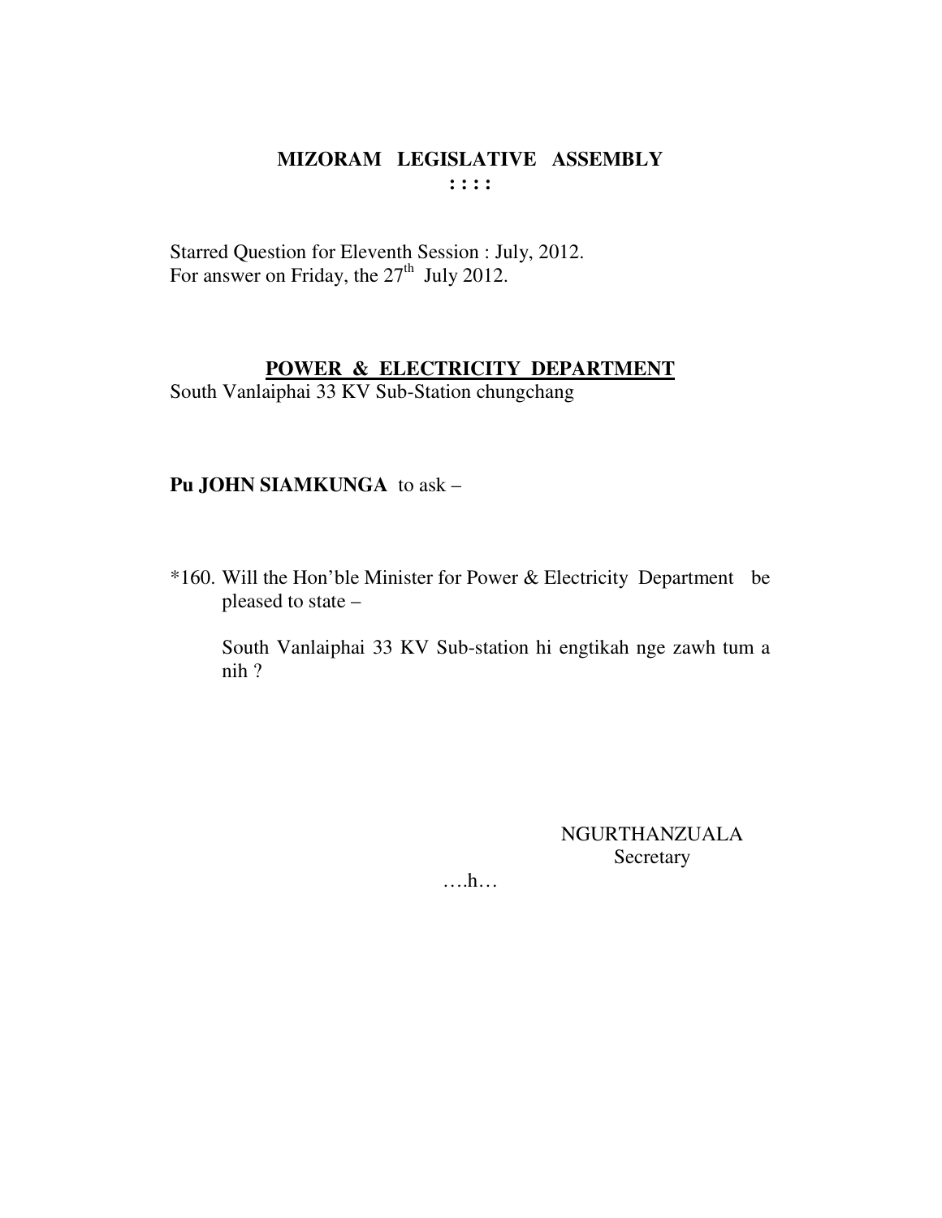# MIZORAM LEGISLATIVE ASSEMBLY

**: : : :**

Starred Question for Eleventh Session : July, 2012.
For answer on Friday, the 27th July 2012.

## POWER & ELECTRICITY DEPARTMENT

South Vanlaiphai 33 KV Sub-Station chungchang

**Pu JOHN SIAMKUNGA** to ask –

*160. Will the Hon'ble Minister for Power & Electricity Department be pleased to state –

South Vanlaiphai 33 KV Sub-station hi engtikah nge zawh tum a nih ?

NGURTHANZUALA
Secretary

….h…